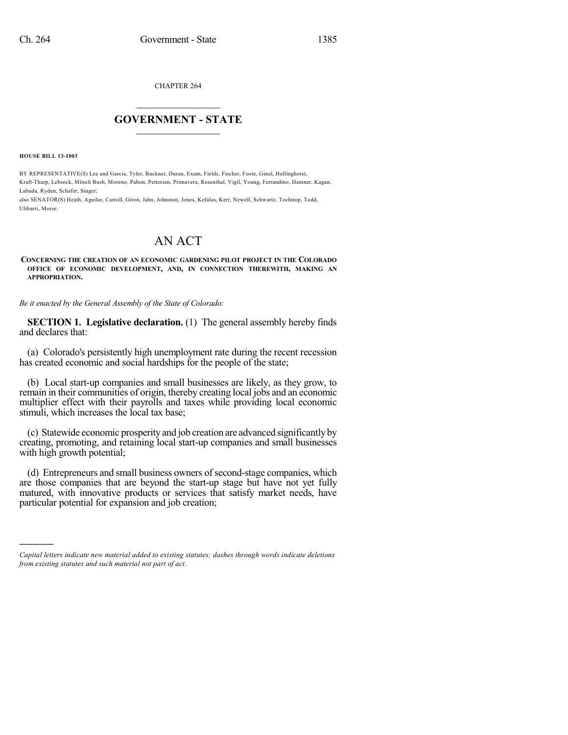CHAPTER 264

# GOVERNMENT - STATE

**HOUSE BILL 13-1003**

BY REPRESENTATIVE(S) Lee and Garcia, Tyler, Buckner, Duran, Exum, Fields, Fischer, Foote, Ginal, Hullinghorst, Kraft-Tharp, Lebsock, Mitsch Bush, Moreno, Pabon, Pettersen, Primavera, Rosenthal, Vigil, Young, Ferrandino, Hamner, Kagan, Labuda, Ryden, Schafer, Singer;
also SENATOR(S) Heath, Aguilar, Carroll, Giron, Jahn, Johnston, Jones, Kefalas, Kerr, Newell, Schwartz, Tochtrop, Todd, Ulibarri, Morse.

# AN ACT

**CONCERNING THE CREATION OF AN ECONOMIC GARDENING PILOT PROJECT IN THE COLORADO OFFICE OF ECONOMIC DEVELOPMENT, AND, IN CONNECTION THEREWITH, MAKING AN APPROPRIATION.**

*Be it enacted by the General Assembly of the State of Colorado:*

**SECTION 1. Legislative declaration.** (1) The general assembly hereby finds and declares that:

(a) Colorado's persistently high unemployment rate during the recent recession has created economic and social hardships for the people of the state;

(b) Local start-up companies and small businesses are likely, as they grow, to remain in their communities of origin, thereby creating local jobs and an economic multiplier effect with their payrolls and taxes while providing local economic stimuli, which increases the local tax base;

(c) Statewide economic prosperity and job creation are advanced significantly by creating, promoting, and retaining local start-up companies and small businesses with high growth potential;

(d) Entrepreneurs and small business owners of second-stage companies, which are those companies that are beyond the start-up stage but have not yet fully matured, with innovative products or services that satisfy market needs, have particular potential for expansion and job creation;

*Capital letters indicate new material added to existing statutes; dashes through words indicate deletions from existing statutes and such material not part of act.*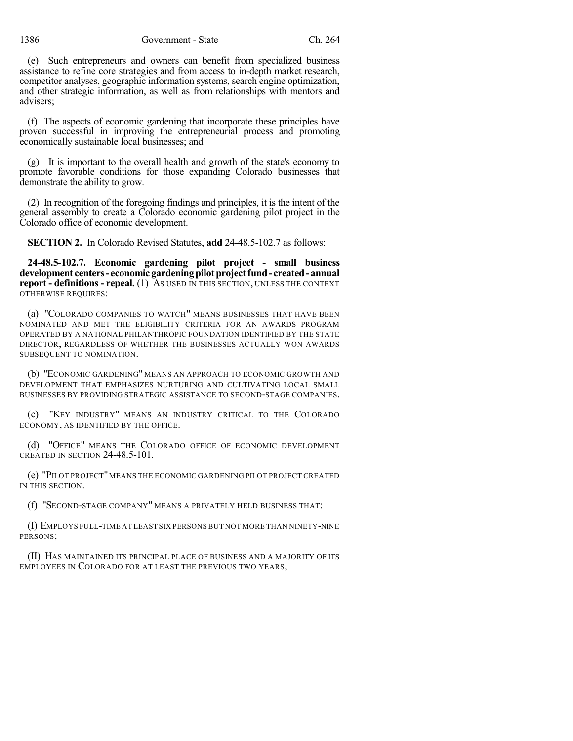(e) Such entrepreneurs and owners can benefit from specialized business assistance to refine core strategies and from access to in-depth market research, competitor analyses, geographic information systems, search engine optimization, and other strategic information, as well as from relationships with mentors and advisers;

(f) The aspects of economic gardening that incorporate these principles have proven successful in improving the entrepreneurial process and promoting economically sustainable local businesses; and

(g) It is important to the overall health and growth of the state's economy to promote favorable conditions for those expanding Colorado businesses that demonstrate the ability to grow.

(2) In recognition of the foregoing findings and principles, it is the intent of the general assembly to create a Colorado economic gardening pilot project in the Colorado office of economic development.

**SECTION 2.** In Colorado Revised Statutes, **add** 24-48.5-102.7 as follows:

**24-48.5-102.7. Economic gardening pilot project - small business development centers - economic gardening pilot project fund - created - annual report - definitions - repeal.** (1) AS USED IN THIS SECTION, UNLESS THE CONTEXT OTHERWISE REQUIRES:

(a) "COLORADO COMPANIES TO WATCH" MEANS BUSINESSES THAT HAVE BEEN NOMINATED AND MET THE ELIGIBILITY CRITERIA FOR AN AWARDS PROGRAM OPERATED BY A NATIONAL PHILANTHROPIC FOUNDATION IDENTIFIED BY THE STATE DIRECTOR, REGARDLESS OF WHETHER THE BUSINESSES ACTUALLY WON AWARDS SUBSEQUENT TO NOMINATION.

(b) "ECONOMIC GARDENING" MEANS AN APPROACH TO ECONOMIC GROWTH AND DEVELOPMENT THAT EMPHASIZES NURTURING AND CULTIVATING LOCAL SMALL BUSINESSES BY PROVIDING STRATEGIC ASSISTANCE TO SECOND-STAGE COMPANIES.

(c) "KEY INDUSTRY" MEANS AN INDUSTRY CRITICAL TO THE COLORADO ECONOMY, AS IDENTIFIED BY THE OFFICE.

(d) "OFFICE" MEANS THE COLORADO OFFICE OF ECONOMIC DEVELOPMENT CREATED IN SECTION 24-48.5-101.

(e) "PILOT PROJECT" MEANS THE ECONOMIC GARDENING PILOT PROJECT CREATED IN THIS SECTION.

(f) "SECOND-STAGE COMPANY" MEANS A PRIVATELY HELD BUSINESS THAT:

(I) EMPLOYS FULL-TIME AT LEAST SIX PERSONS BUT NOT MORE THAN NINETY-NINE PERSONS;

(II) HAS MAINTAINED ITS PRINCIPAL PLACE OF BUSINESS AND A MAJORITY OF ITS EMPLOYEES IN COLORADO FOR AT LEAST THE PREVIOUS TWO YEARS;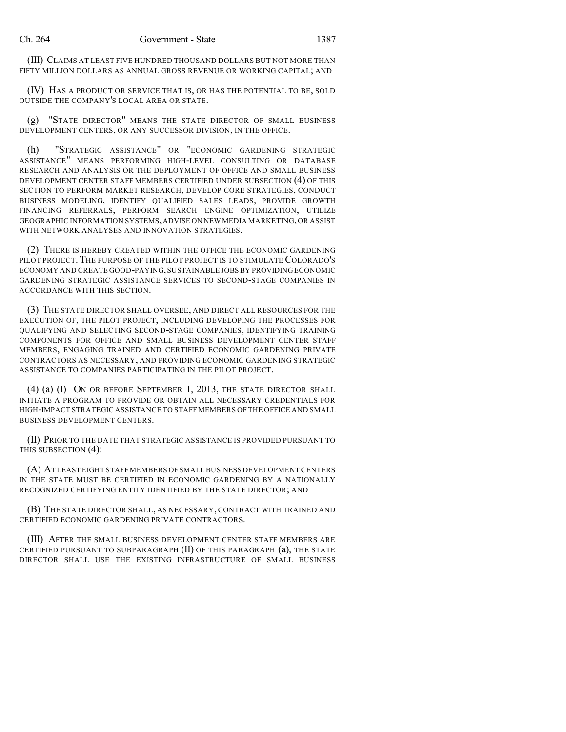(III) CLAIMS AT LEAST FIVE HUNDRED THOUSAND DOLLARS BUT NOT MORE THAN FIFTY MILLION DOLLARS AS ANNUAL GROSS REVENUE OR WORKING CAPITAL; AND

(IV) HAS A PRODUCT OR SERVICE THAT IS, OR HAS THE POTENTIAL TO BE, SOLD OUTSIDE THE COMPANY'S LOCAL AREA OR STATE.

(g) "STATE DIRECTOR" MEANS THE STATE DIRECTOR OF SMALL BUSINESS DEVELOPMENT CENTERS, OR ANY SUCCESSOR DIVISION, IN THE OFFICE.

(h) "STRATEGIC ASSISTANCE" OR "ECONOMIC GARDENING STRATEGIC ASSISTANCE" MEANS PERFORMING HIGH-LEVEL CONSULTING OR DATABASE RESEARCH AND ANALYSIS OR THE DEPLOYMENT OF OFFICE AND SMALL BUSINESS DEVELOPMENT CENTER STAFF MEMBERS CERTIFIED UNDER SUBSECTION (4) OF THIS SECTION TO PERFORM MARKET RESEARCH, DEVELOP CORE STRATEGIES, CONDUCT BUSINESS MODELING, IDENTIFY QUALIFIED SALES LEADS, PROVIDE GROWTH FINANCING REFERRALS, PERFORM SEARCH ENGINE OPTIMIZATION, UTILIZE GEOGRAPHIC INFORMATION SYSTEMS, ADVISE ON NEW MEDIA MARKETING, OR ASSIST WITH NETWORK ANALYSES AND INNOVATION STRATEGIES.

(2) THERE IS HEREBY CREATED WITHIN THE OFFICE THE ECONOMIC GARDENING PILOT PROJECT. THE PURPOSE OF THE PILOT PROJECT IS TO STIMULATE COLORADO'S ECONOMY AND CREATE GOOD-PAYING, SUSTAINABLE JOBS BY PROVIDING ECONOMIC GARDENING STRATEGIC ASSISTANCE SERVICES TO SECOND-STAGE COMPANIES IN ACCORDANCE WITH THIS SECTION.

(3) THE STATE DIRECTOR SHALL OVERSEE, AND DIRECT ALL RESOURCES FOR THE EXECUTION OF, THE PILOT PROJECT, INCLUDING DEVELOPING THE PROCESSES FOR QUALIFYING AND SELECTING SECOND-STAGE COMPANIES, IDENTIFYING TRAINING COMPONENTS FOR OFFICE AND SMALL BUSINESS DEVELOPMENT CENTER STAFF MEMBERS, ENGAGING TRAINED AND CERTIFIED ECONOMIC GARDENING PRIVATE CONTRACTORS AS NECESSARY, AND PROVIDING ECONOMIC GARDENING STRATEGIC ASSISTANCE TO COMPANIES PARTICIPATING IN THE PILOT PROJECT.

(4) (a) (I) ON OR BEFORE SEPTEMBER 1, 2013, THE STATE DIRECTOR SHALL INITIATE A PROGRAM TO PROVIDE OR OBTAIN ALL NECESSARY CREDENTIALS FOR HIGH-IMPACT STRATEGIC ASSISTANCE TO STAFF MEMBERS OF THE OFFICE AND SMALL BUSINESS DEVELOPMENT CENTERS.

(II) PRIOR TO THE DATE THAT STRATEGIC ASSISTANCE IS PROVIDED PURSUANT TO THIS SUBSECTION (4):

(A) AT LEAST EIGHT STAFF MEMBERS OF SMALL BUSINESS DEVELOPMENT CENTERS IN THE STATE MUST BE CERTIFIED IN ECONOMIC GARDENING BY A NATIONALLY RECOGNIZED CERTIFYING ENTITY IDENTIFIED BY THE STATE DIRECTOR; AND

(B) THE STATE DIRECTOR SHALL, AS NECESSARY, CONTRACT WITH TRAINED AND CERTIFIED ECONOMIC GARDENING PRIVATE CONTRACTORS.

(III) AFTER THE SMALL BUSINESS DEVELOPMENT CENTER STAFF MEMBERS ARE CERTIFIED PURSUANT TO SUBPARAGRAPH (II) OF THIS PARAGRAPH (a), THE STATE DIRECTOR SHALL USE THE EXISTING INFRASTRUCTURE OF SMALL BUSINESS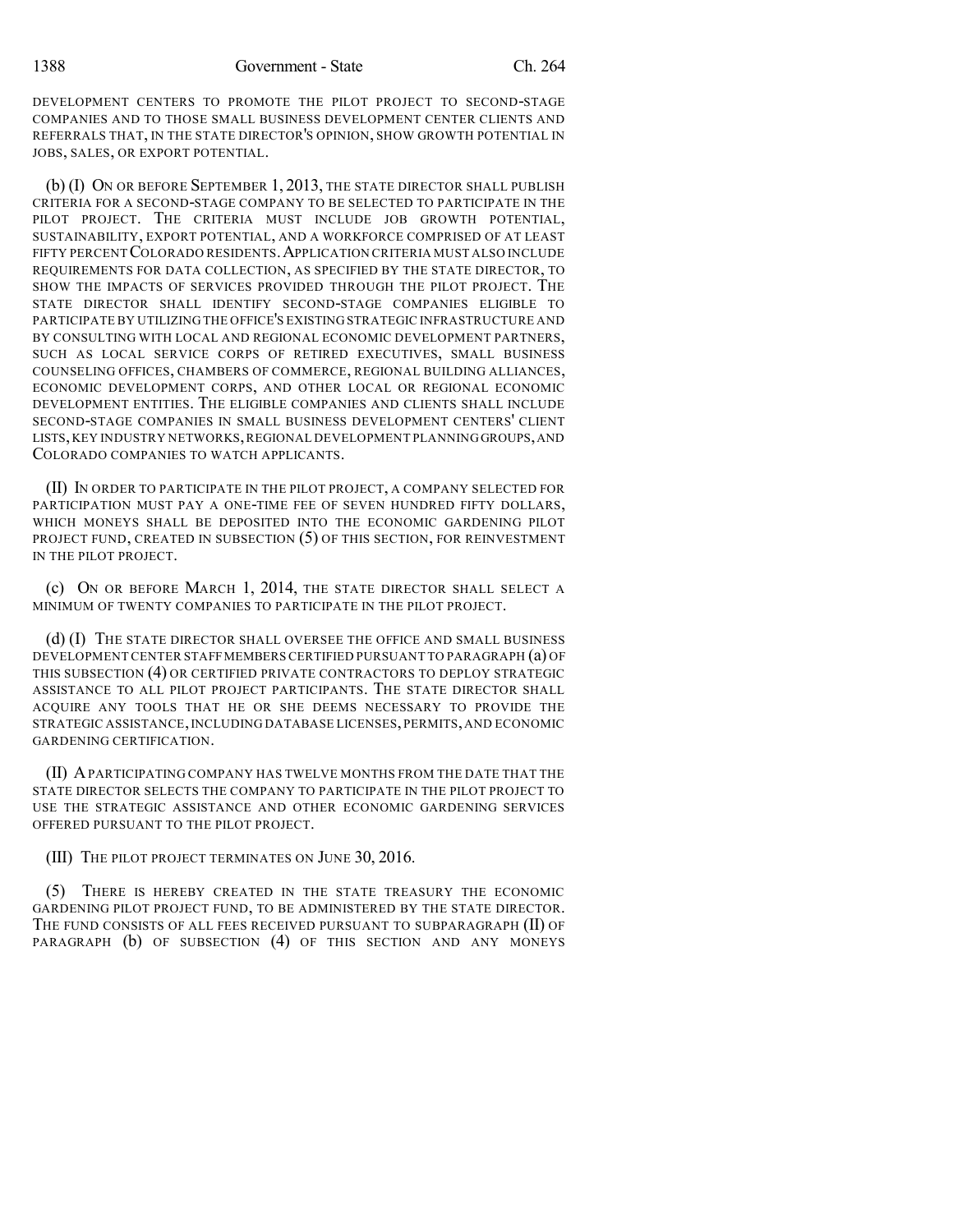DEVELOPMENT CENTERS TO PROMOTE THE PILOT PROJECT TO SECOND-STAGE COMPANIES AND TO THOSE SMALL BUSINESS DEVELOPMENT CENTER CLIENTS AND REFERRALS THAT, IN THE STATE DIRECTOR'S OPINION, SHOW GROWTH POTENTIAL IN JOBS, SALES, OR EXPORT POTENTIAL.

(b) (I) ON OR BEFORE SEPTEMBER 1, 2013, THE STATE DIRECTOR SHALL PUBLISH CRITERIA FOR A SECOND-STAGE COMPANY TO BE SELECTED TO PARTICIPATE IN THE PILOT PROJECT. THE CRITERIA MUST INCLUDE JOB GROWTH POTENTIAL, SUSTAINABILITY, EXPORT POTENTIAL, AND A WORKFORCE COMPRISED OF AT LEAST FIFTY PERCENT COLORADO RESIDENTS. APPLICATION CRITERIA MUST ALSO INCLUDE REQUIREMENTS FOR DATA COLLECTION, AS SPECIFIED BY THE STATE DIRECTOR, TO SHOW THE IMPACTS OF SERVICES PROVIDED THROUGH THE PILOT PROJECT. THE STATE DIRECTOR SHALL IDENTIFY SECOND-STAGE COMPANIES ELIGIBLE TO PARTICIPATE BY UTILIZING THE OFFICE'S EXISTING STRATEGIC INFRASTRUCTURE AND BY CONSULTING WITH LOCAL AND REGIONAL ECONOMIC DEVELOPMENT PARTNERS, SUCH AS LOCAL SERVICE CORPS OF RETIRED EXECUTIVES, SMALL BUSINESS COUNSELING OFFICES, CHAMBERS OF COMMERCE, REGIONAL BUILDING ALLIANCES, ECONOMIC DEVELOPMENT CORPS, AND OTHER LOCAL OR REGIONAL ECONOMIC DEVELOPMENT ENTITIES. THE ELIGIBLE COMPANIES AND CLIENTS SHALL INCLUDE SECOND-STAGE COMPANIES IN SMALL BUSINESS DEVELOPMENT CENTERS' CLIENT LISTS, KEY INDUSTRY NETWORKS, REGIONAL DEVELOPMENT PLANNING GROUPS, AND COLORADO COMPANIES TO WATCH APPLICANTS.

(II) IN ORDER TO PARTICIPATE IN THE PILOT PROJECT, A COMPANY SELECTED FOR PARTICIPATION MUST PAY A ONE-TIME FEE OF SEVEN HUNDRED FIFTY DOLLARS, WHICH MONEYS SHALL BE DEPOSITED INTO THE ECONOMIC GARDENING PILOT PROJECT FUND, CREATED IN SUBSECTION (5) OF THIS SECTION, FOR REINVESTMENT IN THE PILOT PROJECT.

(c) ON OR BEFORE MARCH 1, 2014, THE STATE DIRECTOR SHALL SELECT A MINIMUM OF TWENTY COMPANIES TO PARTICIPATE IN THE PILOT PROJECT.

(d) (I) THE STATE DIRECTOR SHALL OVERSEE THE OFFICE AND SMALL BUSINESS DEVELOPMENT CENTER STAFF MEMBERS CERTIFIED PURSUANT TO PARAGRAPH (a) OF THIS SUBSECTION (4) OR CERTIFIED PRIVATE CONTRACTORS TO DEPLOY STRATEGIC ASSISTANCE TO ALL PILOT PROJECT PARTICIPANTS. THE STATE DIRECTOR SHALL ACQUIRE ANY TOOLS THAT HE OR SHE DEEMS NECESSARY TO PROVIDE THE STRATEGIC ASSISTANCE, INCLUDING DATABASE LICENSES, PERMITS, AND ECONOMIC GARDENING CERTIFICATION.

(II) A PARTICIPATING COMPANY HAS TWELVE MONTHS FROM THE DATE THAT THE STATE DIRECTOR SELECTS THE COMPANY TO PARTICIPATE IN THE PILOT PROJECT TO USE THE STRATEGIC ASSISTANCE AND OTHER ECONOMIC GARDENING SERVICES OFFERED PURSUANT TO THE PILOT PROJECT.

(III) THE PILOT PROJECT TERMINATES ON JUNE 30, 2016.

(5) THERE IS HEREBY CREATED IN THE STATE TREASURY THE ECONOMIC GARDENING PILOT PROJECT FUND, TO BE ADMINISTERED BY THE STATE DIRECTOR. THE FUND CONSISTS OF ALL FEES RECEIVED PURSUANT TO SUBPARAGRAPH (II) OF PARAGRAPH (b) OF SUBSECTION (4) OF THIS SECTION AND ANY MONEYS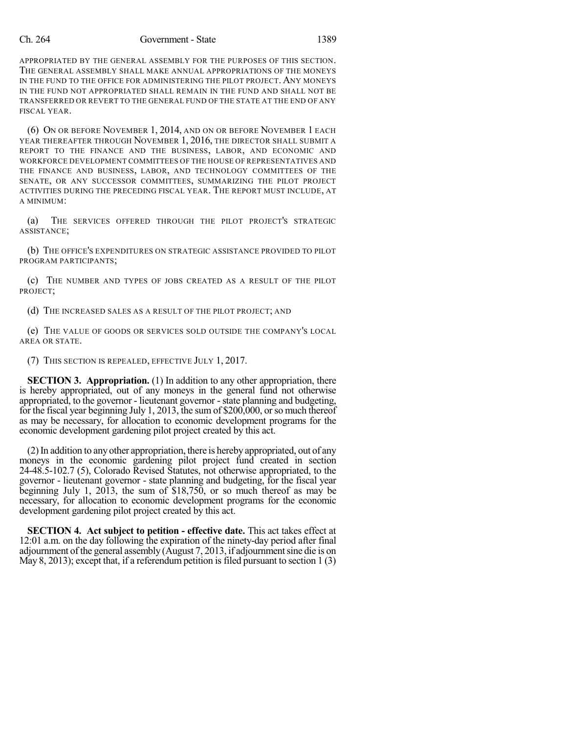APPROPRIATED BY THE GENERAL ASSEMBLY FOR THE PURPOSES OF THIS SECTION. THE GENERAL ASSEMBLY SHALL MAKE ANNUAL APPROPRIATIONS OF THE MONEYS IN THE FUND TO THE OFFICE FOR ADMINISTERING THE PILOT PROJECT. ANY MONEYS IN THE FUND NOT APPROPRIATED SHALL REMAIN IN THE FUND AND SHALL NOT BE TRANSFERRED OR REVERT TO THE GENERAL FUND OF THE STATE AT THE END OF ANY FISCAL YEAR.

(6) ON OR BEFORE NOVEMBER 1, 2014, AND ON OR BEFORE NOVEMBER 1 EACH YEAR THEREAFTER THROUGH NOVEMBER 1, 2016, THE DIRECTOR SHALL SUBMIT A REPORT TO THE FINANCE AND THE BUSINESS, LABOR, AND ECONOMIC AND WORKFORCE DEVELOPMENT COMMITTEES OF THE HOUSE OF REPRESENTATIVES AND THE FINANCE AND BUSINESS, LABOR, AND TECHNOLOGY COMMITTEES OF THE SENATE, OR ANY SUCCESSOR COMMITTEES, SUMMARIZING THE PILOT PROJECT ACTIVITIES DURING THE PRECEDING FISCAL YEAR. THE REPORT MUST INCLUDE, AT A MINIMUM:

(a) THE SERVICES OFFERED THROUGH THE PILOT PROJECT'S STRATEGIC ASSISTANCE;

(b) THE OFFICE'S EXPENDITURES ON STRATEGIC ASSISTANCE PROVIDED TO PILOT PROGRAM PARTICIPANTS;

(c) THE NUMBER AND TYPES OF JOBS CREATED AS A RESULT OF THE PILOT PROJECT;

(d) THE INCREASED SALES AS A RESULT OF THE PILOT PROJECT; AND

(e) THE VALUE OF GOODS OR SERVICES SOLD OUTSIDE THE COMPANY'S LOCAL AREA OR STATE.

(7) THIS SECTION IS REPEALED, EFFECTIVE JULY 1, 2017.

**SECTION 3. Appropriation.** (1) In addition to any other appropriation, there is hereby appropriated, out of any moneys in the general fund not otherwise appropriated, to the governor - lieutenant governor - state planning and budgeting, for the fiscal year beginning July 1, 2013, the sum of $200,000, or so much thereof as may be necessary, for allocation to economic development programs for the economic development gardening pilot project created by this act.

(2) In addition to any other appropriation, there is hereby appropriated, out of any moneys in the economic gardening pilot project fund created in section 24-48.5-102.7 (5), Colorado Revised Statutes, not otherwise appropriated, to the governor - lieutenant governor - state planning and budgeting, for the fiscal year beginning July 1, 2013, the sum of $18,750, or so much thereof as may be necessary, for allocation to economic development programs for the economic development gardening pilot project created by this act.

**SECTION 4. Act subject to petition - effective date.** This act takes effect at 12:01 a.m. on the day following the expiration of the ninety-day period after final adjournment of the general assembly (August 7, 2013, if adjournment sine die is on May 8, 2013); except that, if a referendum petition is filed pursuant to section 1 (3)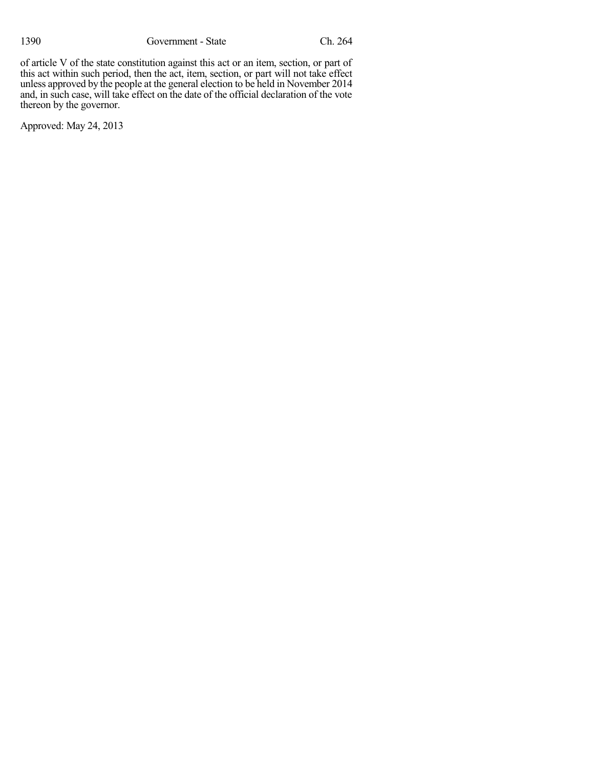of article V of the state constitution against this act or an item, section, or part of this act within such period, then the act, item, section, or part will not take effect unless approved by the people at the general election to be held in November 2014 and, in such case, will take effect on the date of the official declaration of the vote thereon by the governor.

Approved: May 24, 2013